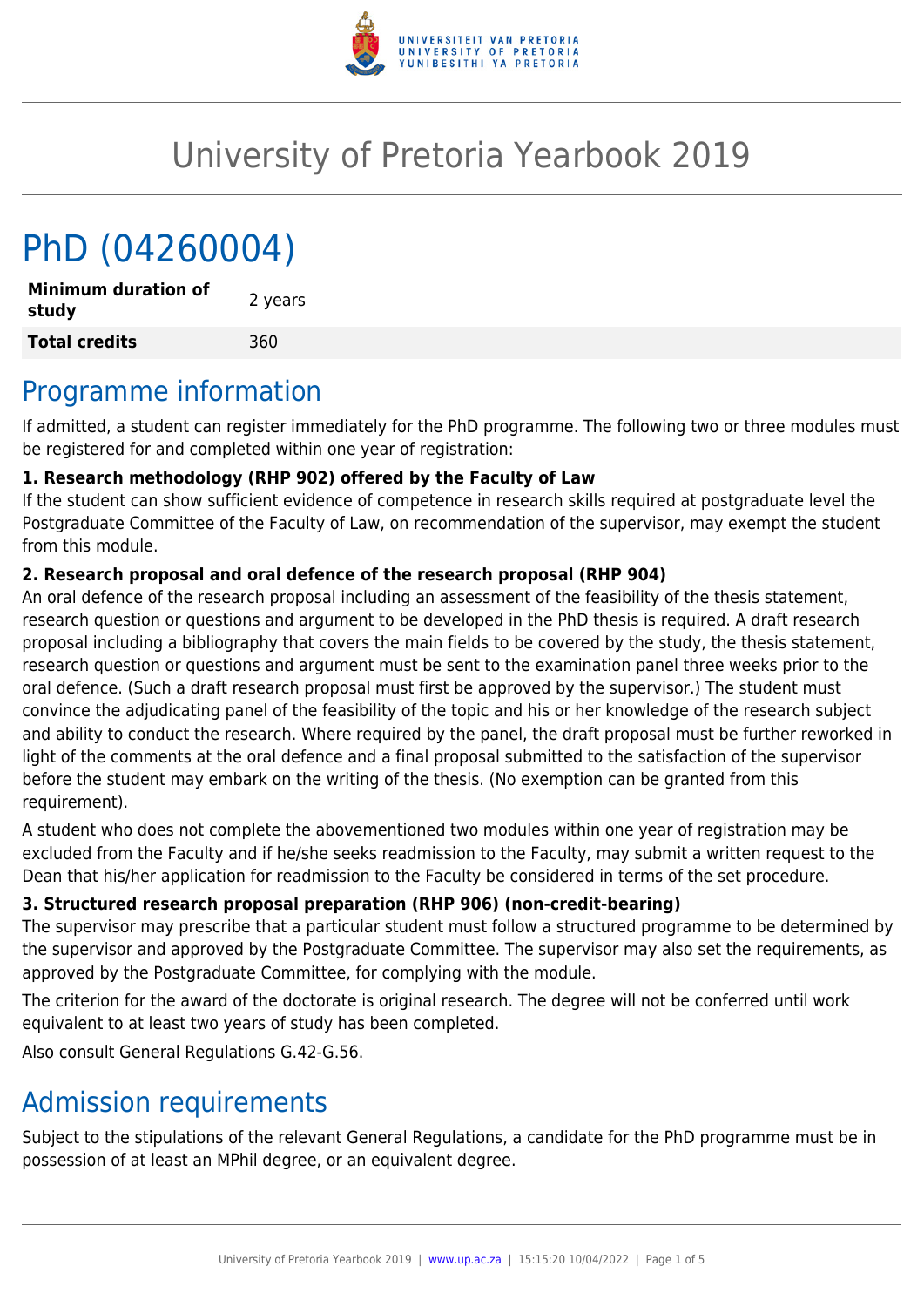# University of Pretoria Yearbook 2019

# PhD (04260004)

| **Minimum duration of study** | 2 years |
| --- | --- |
| **Total credits** | 360 |

## Programme information

If admitted, a student can register immediately for the PhD programme. The following two or three modules must be registered for and completed within one year of registration:

**1. Research methodology (RHP 902) offered by the Faculty of Law**

If the student can show sufficient evidence of competence in research skills required at postgraduate level the Postgraduate Committee of the Faculty of Law, on recommendation of the supervisor, may exempt the student from this module.

**2. Research proposal and oral defence of the research proposal (RHP 904)**

An oral defence of the research proposal including an assessment of the feasibility of the thesis statement, research question or questions and argument to be developed in the PhD thesis is required. A draft research proposal including a bibliography that covers the main fields to be covered by the study, the thesis statement, research question or questions and argument must be sent to the examination panel three weeks prior to the oral defence. (Such a draft research proposal must first be approved by the supervisor.) The student must convince the adjudicating panel of the feasibility of the topic and his or her knowledge of the research subject and ability to conduct the research. Where required by the panel, the draft proposal must be further reworked in light of the comments at the oral defence and a final proposal submitted to the satisfaction of the supervisor before the student may embark on the writing of the thesis. (No exemption can be granted from this requirement).

A student who does not complete the abovementioned two modules within one year of registration may be excluded from the Faculty and if he/she seeks readmission to the Faculty, may submit a written request to the Dean that his/her application for readmission to the Faculty be considered in terms of the set procedure.

**3. Structured research proposal preparation (RHP 906) (non-credit-bearing)**

The supervisor may prescribe that a particular student must follow a structured programme to be determined by the supervisor and approved by the Postgraduate Committee. The supervisor may also set the requirements, as approved by the Postgraduate Committee, for complying with the module.

The criterion for the award of the doctorate is original research. The degree will not be conferred until work equivalent to at least two years of study has been completed.

Also consult General Regulations G.42-G.56.

## Admission requirements

Subject to the stipulations of the relevant General Regulations, a candidate for the PhD programme must be in possession of at least an MPhil degree, or an equivalent degree.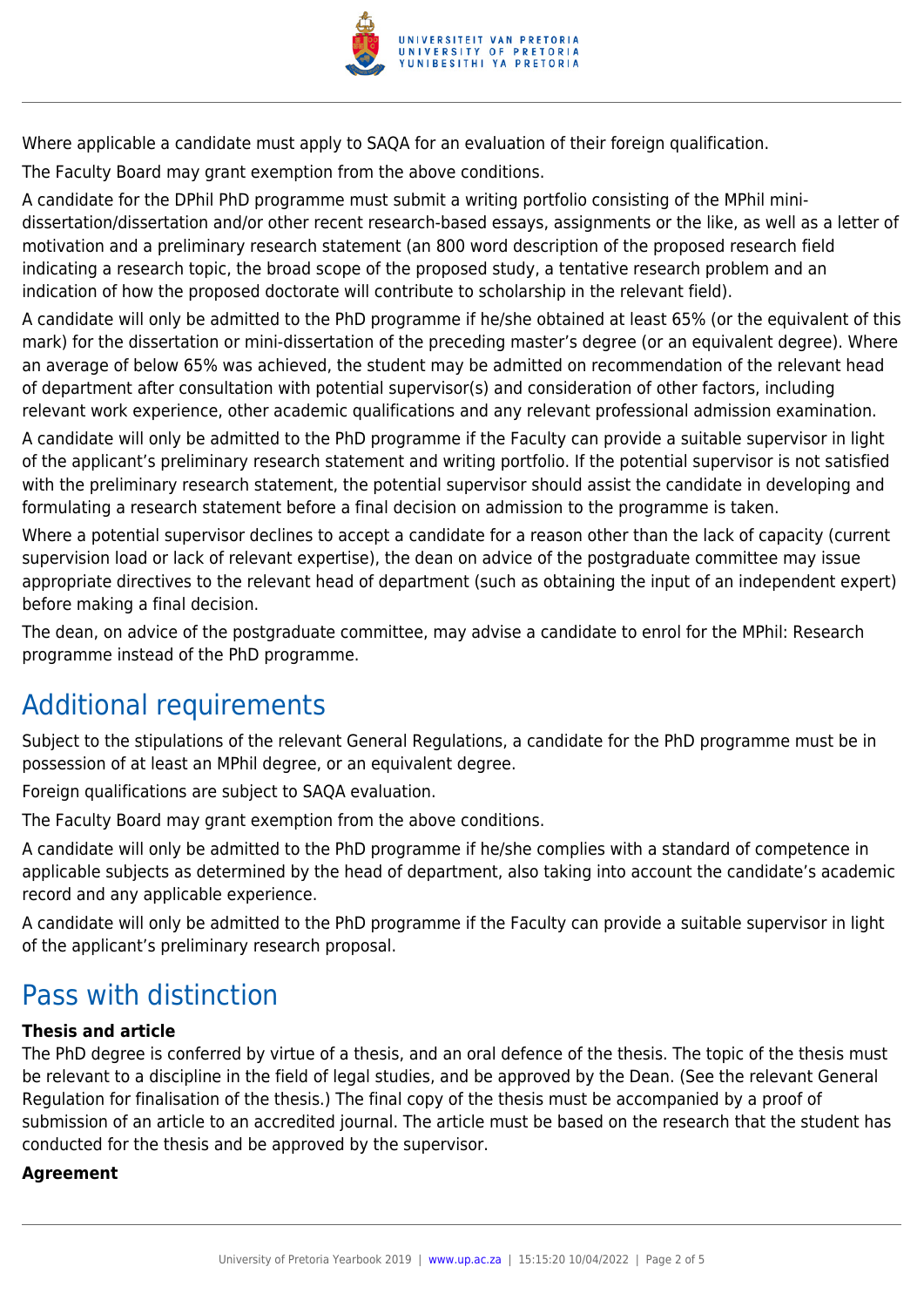Where applicable a candidate must apply to SAQA for an evaluation of their foreign qualification.

The Faculty Board may grant exemption from the above conditions.

A candidate for the DPhil PhD programme must submit a writing portfolio consisting of the MPhil mini-dissertation/dissertation and/or other recent research-based essays, assignments or the like, as well as a letter of motivation and a preliminary research statement (an 800 word description of the proposed research field indicating a research topic, the broad scope of the proposed study, a tentative research problem and an indication of how the proposed doctorate will contribute to scholarship in the relevant field).

A candidate will only be admitted to the PhD programme if he/she obtained at least 65% (or the equivalent of this mark) for the dissertation or mini-dissertation of the preceding master's degree (or an equivalent degree). Where an average of below 65% was achieved, the student may be admitted on recommendation of the relevant head of department after consultation with potential supervisor(s) and consideration of other factors, including relevant work experience, other academic qualifications and any relevant professional admission examination.

A candidate will only be admitted to the PhD programme if the Faculty can provide a suitable supervisor in light of the applicant's preliminary research statement and writing portfolio. If the potential supervisor is not satisfied with the preliminary research statement, the potential supervisor should assist the candidate in developing and formulating a research statement before a final decision on admission to the programme is taken.

Where a potential supervisor declines to accept a candidate for a reason other than the lack of capacity (current supervision load or lack of relevant expertise), the dean on advice of the postgraduate committee may issue appropriate directives to the relevant head of department (such as obtaining the input of an independent expert) before making a final decision.

The dean, on advice of the postgraduate committee, may advise a candidate to enrol for the MPhil: Research programme instead of the PhD programme.

## Additional requirements

Subject to the stipulations of the relevant General Regulations, a candidate for the PhD programme must be in possession of at least an MPhil degree, or an equivalent degree.

Foreign qualifications are subject to SAQA evaluation.

The Faculty Board may grant exemption from the above conditions.

A candidate will only be admitted to the PhD programme if he/she complies with a standard of competence in applicable subjects as determined by the head of department, also taking into account the candidate's academic record and any applicable experience.

A candidate will only be admitted to the PhD programme if the Faculty can provide a suitable supervisor in light of the applicant's preliminary research proposal.

## Pass with distinction

### Thesis and article

The PhD degree is conferred by virtue of a thesis, and an oral defence of the thesis. The topic of the thesis must be relevant to a discipline in the field of legal studies, and be approved by the Dean. (See the relevant General Regulation for finalisation of the thesis.) The final copy of the thesis must be accompanied by a proof of submission of an article to an accredited journal. The article must be based on the research that the student has conducted for the thesis and be approved by the supervisor.

### Agreement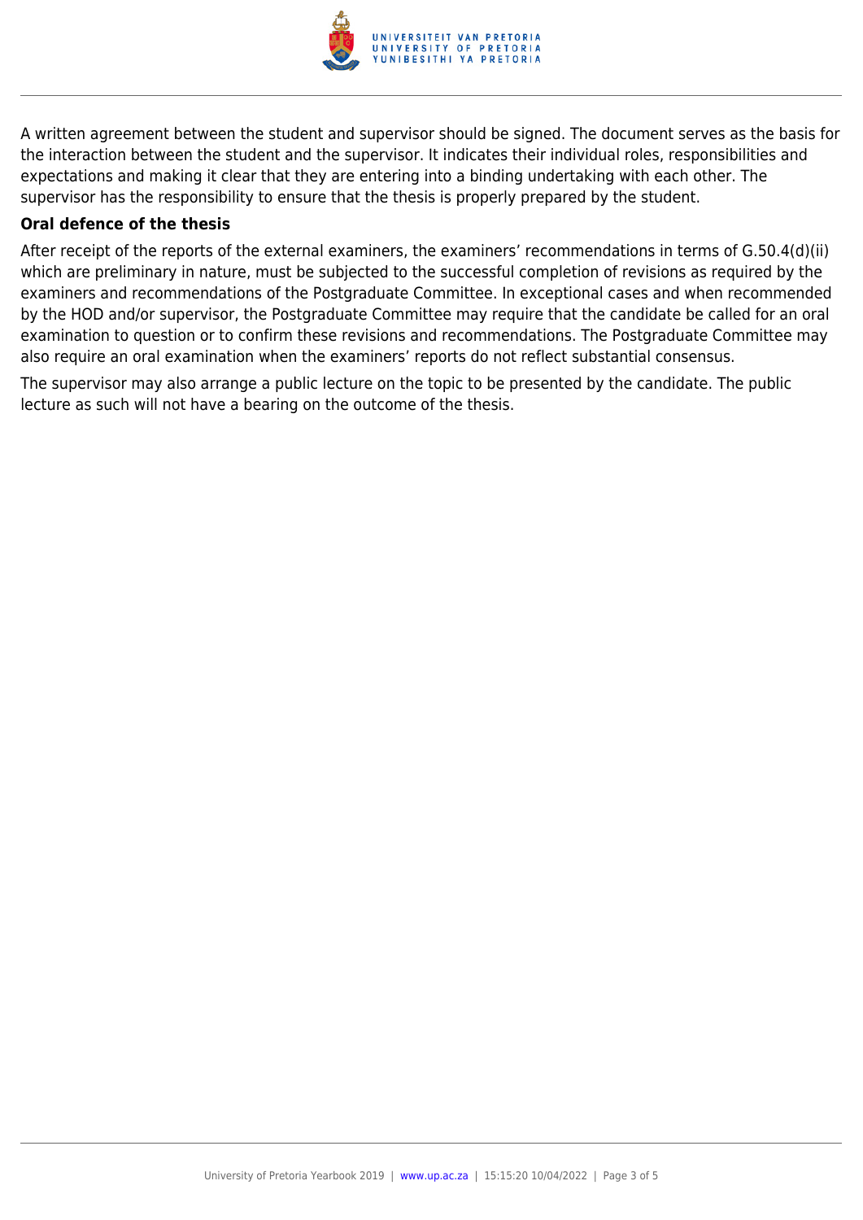A written agreement between the student and supervisor should be signed. The document serves as the basis for the interaction between the student and the supervisor. It indicates their individual roles, responsibilities and expectations and making it clear that they are entering into a binding undertaking with each other. The supervisor has the responsibility to ensure that the thesis is properly prepared by the student.

**Oral defence of the thesis**

After receipt of the reports of the external examiners, the examiners' recommendations in terms of G.50.4(d)(ii) which are preliminary in nature, must be subjected to the successful completion of revisions as required by the examiners and recommendations of the Postgraduate Committee. In exceptional cases and when recommended by the HOD and/or supervisor, the Postgraduate Committee may require that the candidate be called for an oral examination to question or to confirm these revisions and recommendations. The Postgraduate Committee may also require an oral examination when the examiners' reports do not reflect substantial consensus.

The supervisor may also arrange a public lecture on the topic to be presented by the candidate. The public lecture as such will not have a bearing on the outcome of the thesis.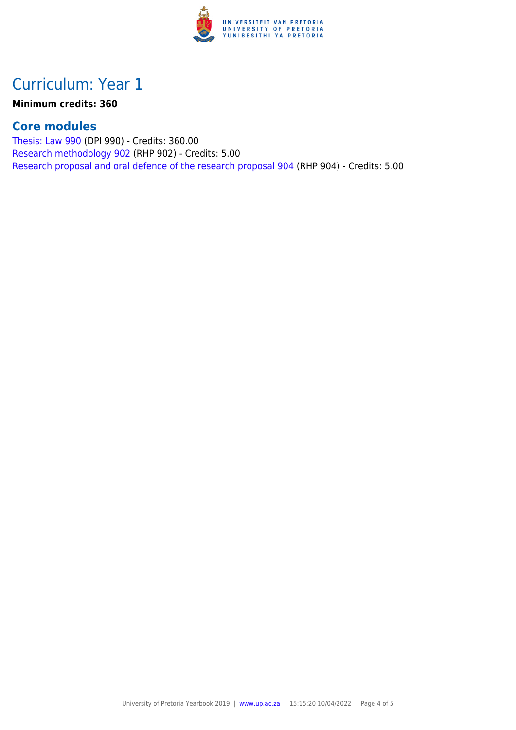## Curriculum: Year 1

**Minimum credits: 360**

### Core modules

Thesis: Law 990 (DPI 990) - Credits: 360.00
Research methodology 902 (RHP 902) - Credits: 5.00
Research proposal and oral defence of the research proposal 904 (RHP 904) - Credits: 5.00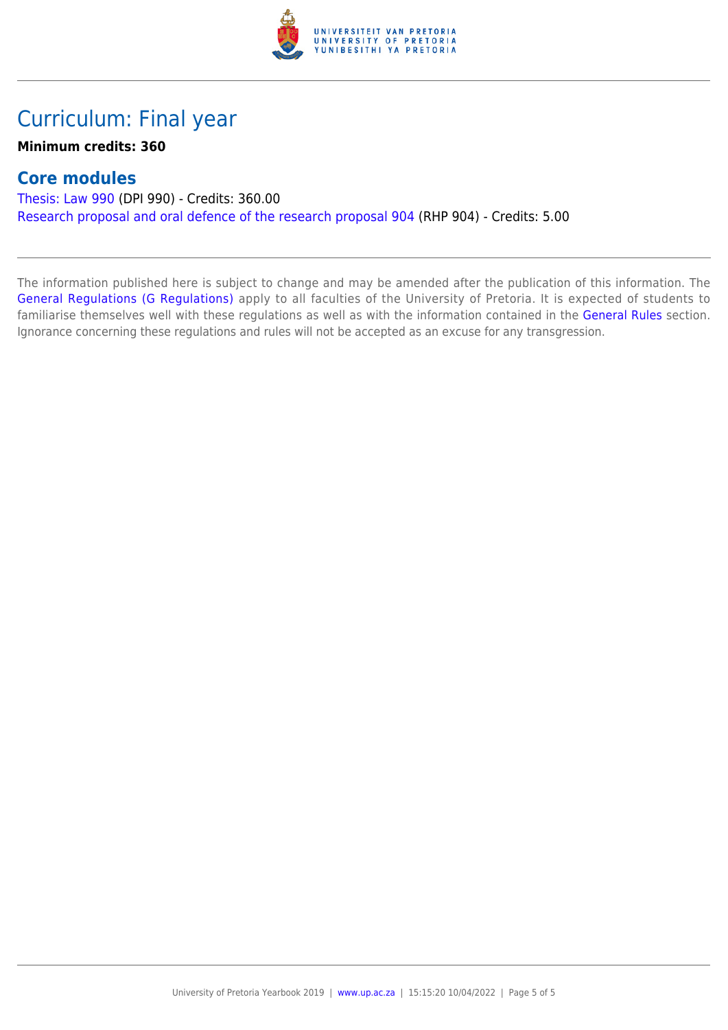# Curriculum: Final year

**Minimum credits: 360**

## Core modules

Thesis: Law 990 (DPI 990) - Credits: 360.00
Research proposal and oral defence of the research proposal 904 (RHP 904) - Credits: 5.00

The information published here is subject to change and may be amended after the publication of this information. The General Regulations (G Regulations) apply to all faculties of the University of Pretoria. It is expected of students to familiarise themselves well with these regulations as well as with the information contained in the General Rules section. Ignorance concerning these regulations and rules will not be accepted as an excuse for any transgression.